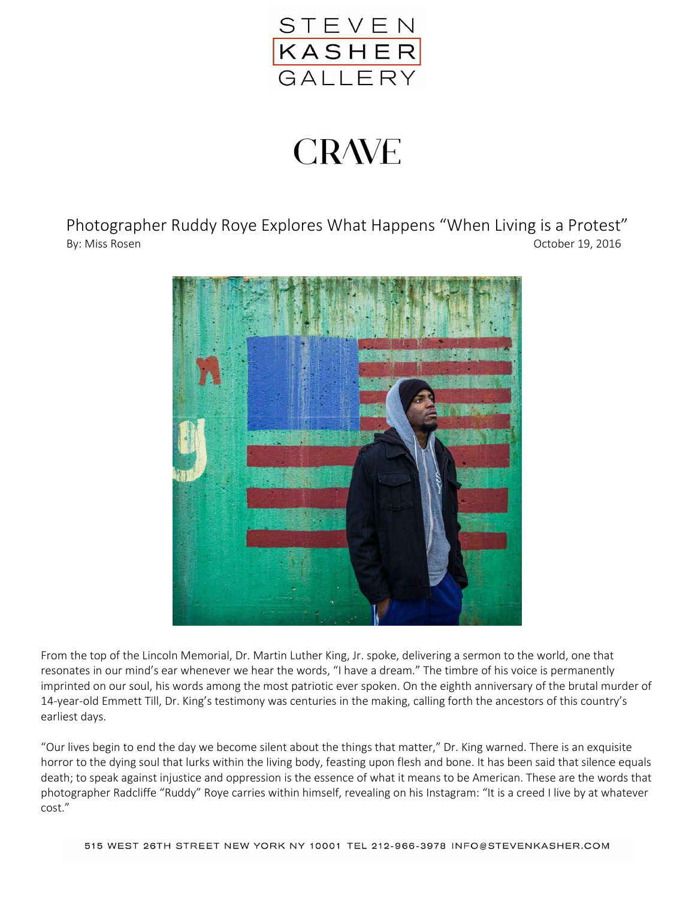STEVEN KASHER GALLERY

CRAVE

# Photographer Ruddy Roye Explores What Happens "When Living is a Protest"

By: Miss Rosen

October 19, 2016

From the top of the Lincoln Memorial, Dr. Martin Luther King, Jr. spoke, delivering a sermon to the world, one that resonates in our mind's ear whenever we hear the words, "I have a dream." The timbre of his voice is permanently imprinted on our soul, his words among the most patriotic ever spoken. On the eighth anniversary of the brutal murder of 14-year-old Emmett Till, Dr. King's testimony was centuries in the making, calling forth the ancestors of this country's earliest days.

"Our lives begin to end the day we become silent about the things that matter," Dr. King warned. There is an exquisite horror to the dying soul that lurks within the living body, feasting upon flesh and bone. It has been said that silence equals death; to speak against injustice and oppression is the essence of what it means to be American. These are the words that photographer Radcliffe "Ruddy" Roye carries within himself, revealing on his Instagram: "It is a creed I live by at whatever cost."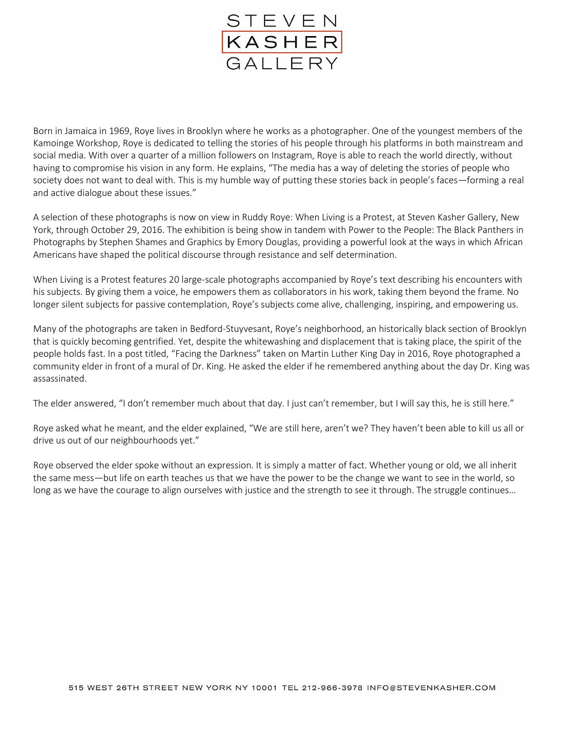Born in Jamaica in 1969, Roye lives in Brooklyn where he works as a photographer. One of the youngest members of the Kamoinge Workshop, Roye is dedicated to telling the stories of his people through his platforms in both mainstream and social media. With over a quarter of a million followers on Instagram, Roye is able to reach the world directly, without having to compromise his vision in any form. He explains, "The media has a way of deleting the stories of people who society does not want to deal with. This is my humble way of putting these stories back in people's faces—forming a real and active dialogue about these issues."

A selection of these photographs is now on view in Ruddy Roye: When Living is a Protest, at Steven Kasher Gallery, New York, through October 29, 2016. The exhibition is being show in tandem with Power to the People: The Black Panthers in Photographs by Stephen Shames and Graphics by Emory Douglas, providing a powerful look at the ways in which African Americans have shaped the political discourse through resistance and self determination.

When Living is a Protest features 20 large-scale photographs accompanied by Roye's text describing his encounters with his subjects. By giving them a voice, he empowers them as collaborators in his work, taking them beyond the frame. No longer silent subjects for passive contemplation, Roye's subjects come alive, challenging, inspiring, and empowering us.

Many of the photographs are taken in Bedford-Stuyvesant, Roye's neighborhood, an historically black section of Brooklyn that is quickly becoming gentrified. Yet, despite the whitewashing and displacement that is taking place, the spirit of the people holds fast. In a post titled, "Facing the Darkness" taken on Martin Luther King Day in 2016, Roye photographed a community elder in front of a mural of Dr. King. He asked the elder if he remembered anything about the day Dr. King was assassinated.

The elder answered, "I don't remember much about that day. I just can't remember, but I will say this, he is still here."

Roye asked what he meant, and the elder explained, "We are still here, aren't we? They haven't been able to kill us all or drive us out of our neighbourhoods yet."

Roye observed the elder spoke without an expression. It is simply a matter of fact. Whether young or old, we all inherit the same mess—but life on earth teaches us that we have the power to be the change we want to see in the world, so long as we have the courage to align ourselves with justice and the strength to see it through. The struggle continues…